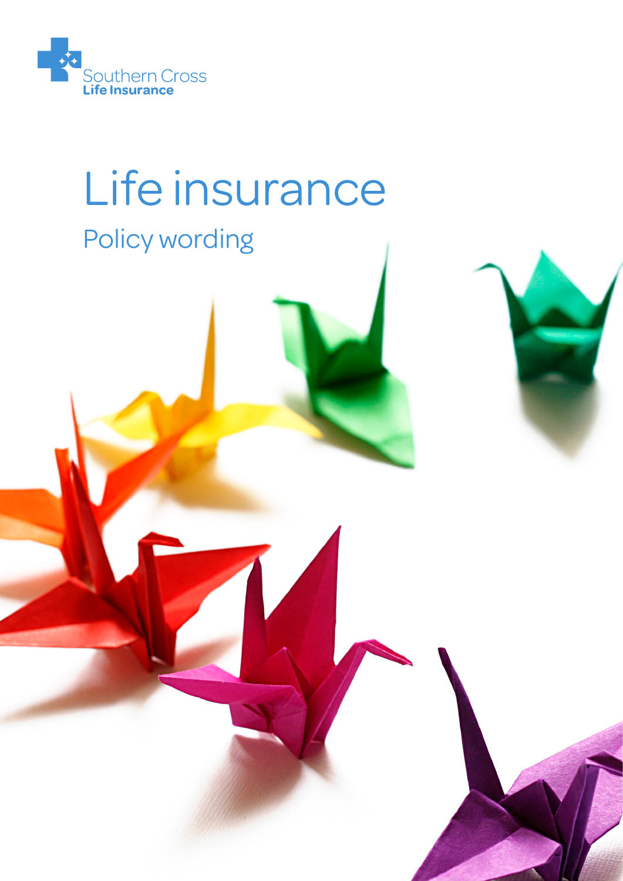Southern Cross
Life Insurance

# Life insurance

## Policy wording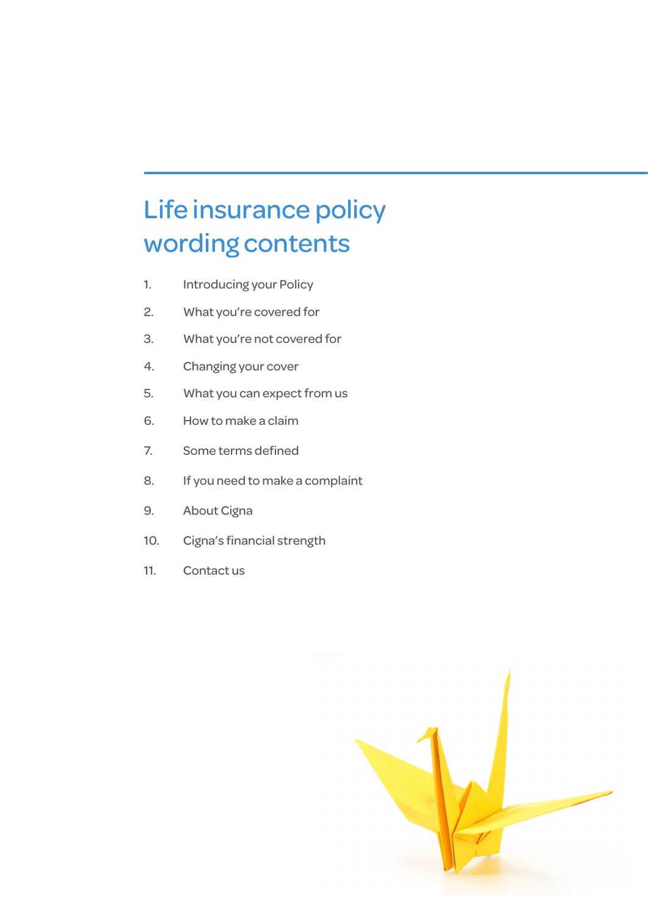# Life insurance policy wording contents

1. Introducing your Policy
2. What you're covered for
3. What you're not covered for
4. Changing your cover
5. What you can expect from us
6. How to make a claim
7. Some terms defined
8. If you need to make a complaint
9. About Cigna
10. Cigna's financial strength
11. Contact us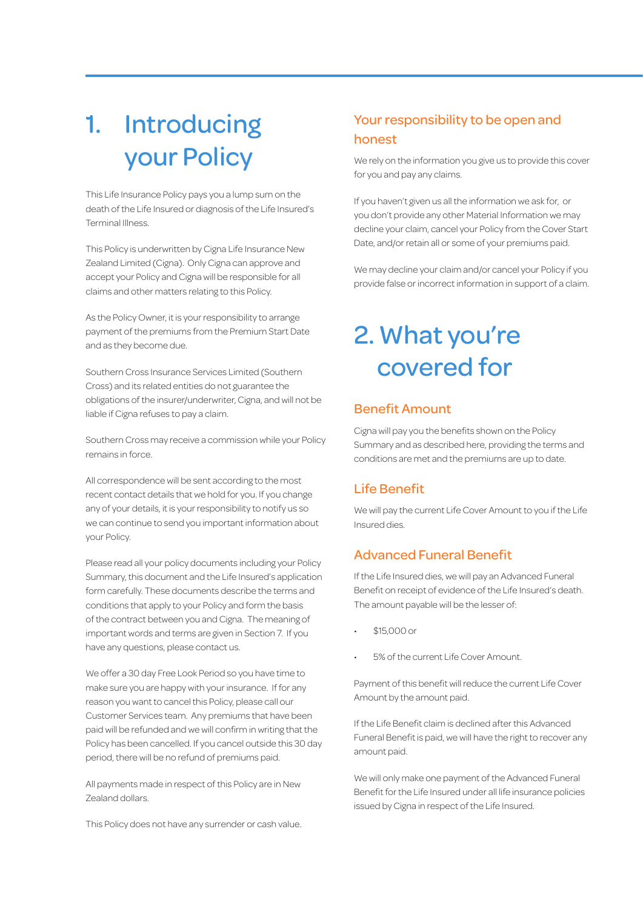# 1. Introducing your Policy

This Life Insurance Policy pays you a lump sum on the death of the Life Insured or diagnosis of the Life Insured's Terminal Illness.

This Policy is underwritten by Cigna Life Insurance New Zealand Limited (Cigna). Only Cigna can approve and accept your Policy and Cigna will be responsible for all claims and other matters relating to this Policy.

As the Policy Owner, it is your responsibility to arrange payment of the premiums from the Premium Start Date and as they become due.

Southern Cross Insurance Services Limited (Southern Cross) and its related entities do not guarantee the obligations of the insurer/underwriter, Cigna, and will not be liable if Cigna refuses to pay a claim.

Southern Cross may receive a commission while your Policy remains in force.

All correspondence will be sent according to the most recent contact details that we hold for you. If you change any of your details, it is your responsibility to notify us so we can continue to send you important information about your Policy.

Please read all your policy documents including your Policy Summary, this document and the Life Insured's application form carefully. These documents describe the terms and conditions that apply to your Policy and form the basis of the contract between you and Cigna. The meaning of important words and terms are given in Section 7. If you have any questions, please contact us.

We offer a 30 day Free Look Period so you have time to make sure you are happy with your insurance. If for any reason you want to cancel this Policy, please call our Customer Services team. Any premiums that have been paid will be refunded and we will confirm in writing that the Policy has been cancelled. If you cancel outside this 30 day period, there will be no refund of premiums paid.

All payments made in respect of this Policy are in New Zealand dollars.

This Policy does not have any surrender or cash value.

### Your responsibility to be open and honest

We rely on the information you give us to provide this cover for you and pay any claims.

If you haven't given us all the information we ask for, or you don't provide any other Material Information we may decline your claim, cancel your Policy from the Cover Start Date, and/or retain all or some of your premiums paid.

We may decline your claim and/or cancel your Policy if you provide false or incorrect information in support of a claim.

# 2. What you're covered for

### Benefit Amount

Cigna will pay you the benefits shown on the Policy Summary and as described here, providing the terms and conditions are met and the premiums are up to date.

### Life Benefit

We will pay the current Life Cover Amount to you if the Life Insured dies.

### Advanced Funeral Benefit

If the Life Insured dies, we will pay an Advanced Funeral Benefit on receipt of evidence of the Life Insured's death. The amount payable will be the lesser of:

- $15,000 or
- 5% of the current Life Cover Amount.

Payment of this benefit will reduce the current Life Cover Amount by the amount paid.

If the Life Benefit claim is declined after this Advanced Funeral Benefit is paid, we will have the right to recover any amount paid.

We will only make one payment of the Advanced Funeral Benefit for the Life Insured under all life insurance policies issued by Cigna in respect of the Life Insured.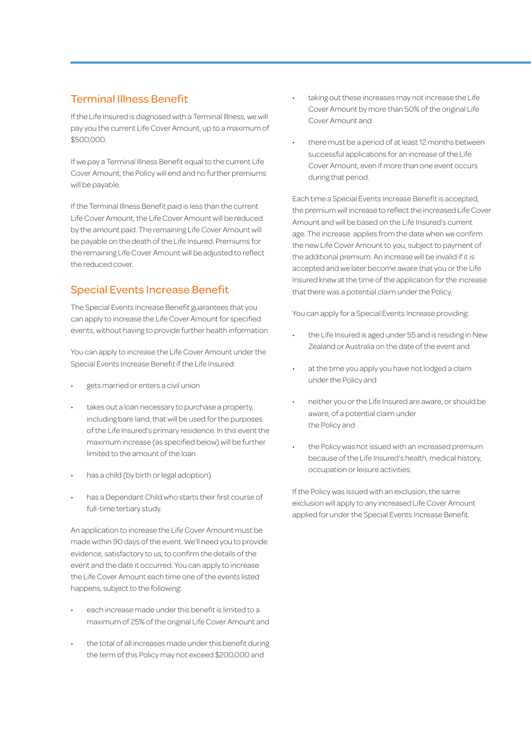## Terminal Illness Benefit

If the Life Insured is diagnosed with a Terminal Illness, we will pay you the current Life Cover Amount, up to a maximum of $500,000.

If we pay a Terminal Illness Benefit equal to the current Life Cover Amount, the Policy will end and no further premiums will be payable.

If the Terminal Illness Benefit paid is less than the current Life Cover Amount, the Life Cover Amount will be reduced by the amount paid. The remaining Life Cover Amount will be payable on the death of the Life Insured. Premiums for the remaining Life Cover Amount will be adjusted to reflect the reduced cover.

## Special Events Increase Benefit

The Special Events Increase Benefit guarantees that you can apply to increase the Life Cover Amount for specified events, without having to provide further health information.

You can apply to increase the Life Cover Amount under the Special Events Increase Benefit if the Life Insured:

- gets married or enters a civil union
- takes out a loan necessary to purchase a property, including bare land, that will be used for the purposes of the Life Insured's primary residence. In this event the maximum increase (as specified below) will be further limited to the amount of the loan
- has a child (by birth or legal adoption)
- has a Dependant Child who starts their first course of full-time tertiary study.

An application to increase the Life Cover Amount must be made within 90 days of the event. We'll need you to provide evidence, satisfactory to us, to confirm the details of the event and the date it occurred. You can apply to increase the Life Cover Amount each time one of the events listed happens, subject to the following:

- each increase made under this benefit is limited to a maximum of 25% of the original Life Cover Amount and
- the total of all increases made under this benefit during the term of this Policy may not exceed $200,000 and
- taking out these increases may not increase the Life Cover Amount by more than 50% of the original Life Cover Amount and
- there must be a period of at least 12 months between successful applications for an increase of the Life Cover Amount, even if more than one event occurs during that period.

Each time a Special Events Increase Benefit is accepted, the premium will increase to reflect the increased Life Cover Amount and will be based on the Life Insured's current age. The increase applies from the date when we confirm the new Life Cover Amount to you, subject to payment of the additional premium. An increase will be invalid if it is accepted and we later become aware that you or the Life Insured knew at the time of the application for the increase that there was a potential claim under the Policy.

You can apply for a Special Events Increase providing:

- the Life Insured is aged under 55 and is residing in New Zealand or Australia on the date of the event and
- at the time you apply you have not lodged a claim under the Policy and
- neither you or the Life Insured are aware, or should be aware, of a potential claim under the Policy and
- the Policy was not issued with an increased premium because of the Life Insured's health, medical history, occupation or leisure activities.

If the Policy was issued with an exclusion, the same exclusion will apply to any increased Life Cover Amount applied for under the Special Events Increase Benefit.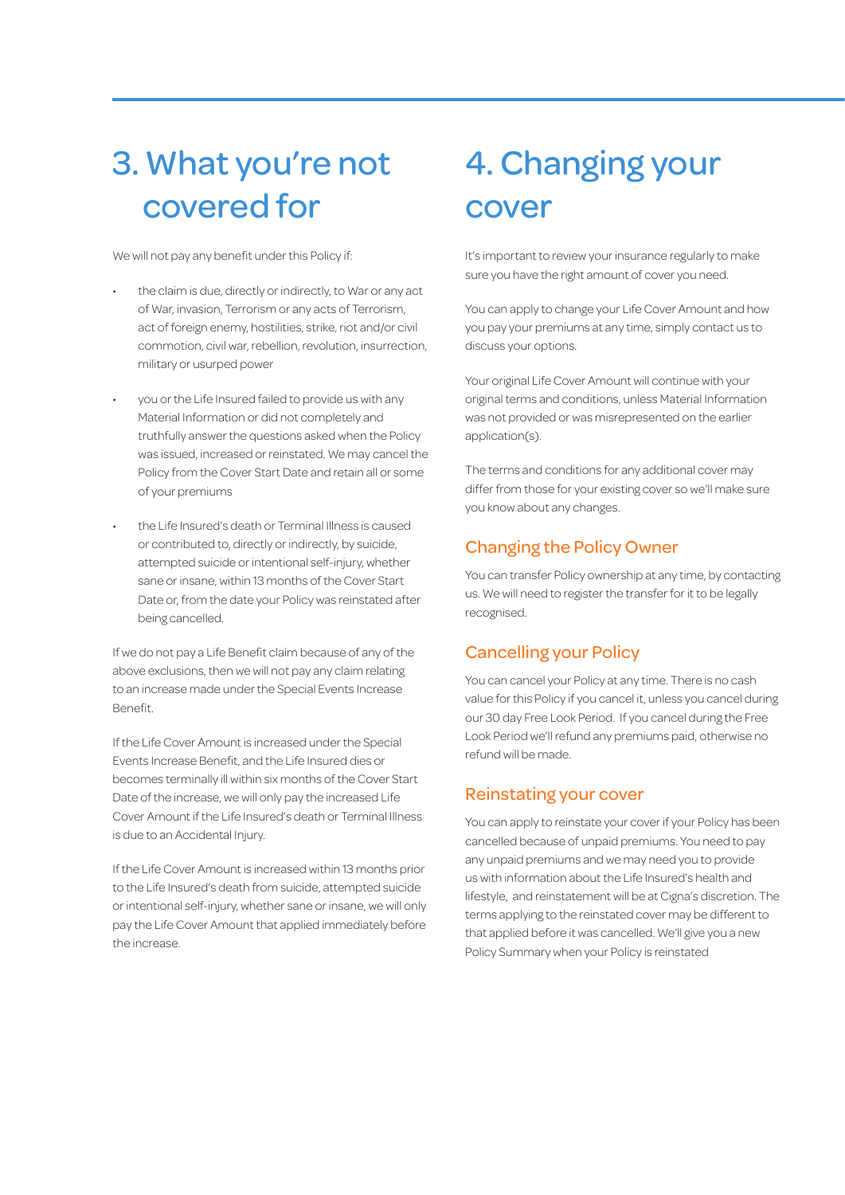# 3. What you're not covered for

We will not pay any benefit under this Policy if:

- the claim is due, directly or indirectly, to War or any act of War, invasion, Terrorism or any acts of Terrorism, act of foreign enemy, hostilities, strike, riot and/or civil commotion, civil war, rebellion, revolution, insurrection, military or usurped power
- you or the Life Insured failed to provide us with any Material Information or did not completely and truthfully answer the questions asked when the Policy was issued, increased or reinstated. We may cancel the Policy from the Cover Start Date and retain all or some of your premiums
- the Life Insured's death or Terminal Illness is caused or contributed to, directly or indirectly, by suicide, attempted suicide or intentional self-injury, whether sane or insane, within 13 months of the Cover Start Date or, from the date your Policy was reinstated after being cancelled.

If we do not pay a Life Benefit claim because of any of the above exclusions, then we will not pay any claim relating to an increase made under the Special Events Increase Benefit.

If the Life Cover Amount is increased under the Special Events Increase Benefit, and the Life Insured dies or becomes terminally ill within six months of the Cover Start Date of the increase, we will only pay the increased Life Cover Amount if the Life Insured's death or Terminal Illness is due to an Accidental Injury.

If the Life Cover Amount is increased within 13 months prior to the Life Insured's death from suicide, attempted suicide or intentional self-injury, whether sane or insane, we will only pay the Life Cover Amount that applied immediately before the increase.

# 4. Changing your cover

It's important to review your insurance regularly to make sure you have the right amount of cover you need.

You can apply to change your Life Cover Amount and how you pay your premiums at any time, simply contact us to discuss your options.

Your original Life Cover Amount will continue with your original terms and conditions, unless Material Information was not provided or was misrepresented on the earlier application(s).

The terms and conditions for any additional cover may differ from those for your existing cover so we'll make sure you know about any changes.

## Changing the Policy Owner

You can transfer Policy ownership at any time, by contacting us. We will need to register the transfer for it to be legally recognised.

## Cancelling your Policy

You can cancel your Policy at any time. There is no cash value for this Policy if you cancel it, unless you cancel during our 30 day Free Look Period. If you cancel during the Free Look Period we'll refund any premiums paid, otherwise no refund will be made.

## Reinstating your cover

You can apply to reinstate your cover if your Policy has been cancelled because of unpaid premiums. You need to pay any unpaid premiums and we may need you to provide us with information about the Life Insured's health and lifestyle, and reinstatement will be at Cigna's discretion. The terms applying to the reinstated cover may be different to that applied before it was cancelled. We'll give you a new Policy Summary when your Policy is reinstated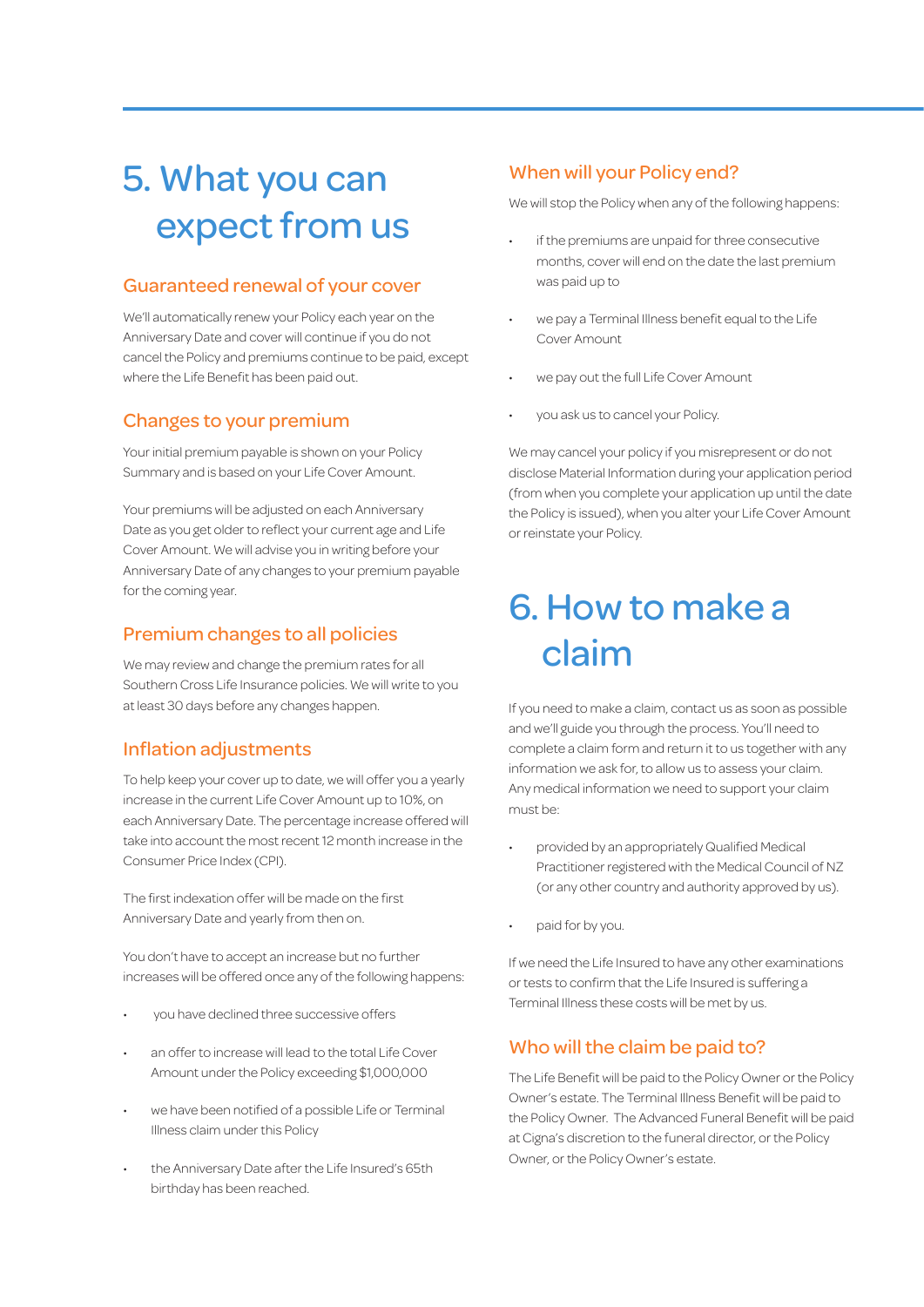# 5. What you can expect from us

## Guaranteed renewal of your cover

We'll automatically renew your Policy each year on the Anniversary Date and cover will continue if you do not cancel the Policy and premiums continue to be paid, except where the Life Benefit has been paid out.

## Changes to your premium

Your initial premium payable is shown on your Policy Summary and is based on your Life Cover Amount.

Your premiums will be adjusted on each Anniversary Date as you get older to reflect your current age and Life Cover Amount. We will advise you in writing before your Anniversary Date of any changes to your premium payable for the coming year.

## Premium changes to all policies

We may review and change the premium rates for all Southern Cross Life Insurance policies. We will write to you at least 30 days before any changes happen.

## Inflation adjustments

To help keep your cover up to date, we will offer you a yearly increase in the current Life Cover Amount up to 10%, on each Anniversary Date. The percentage increase offered will take into account the most recent 12 month increase in the Consumer Price Index (CPI).

The first indexation offer will be made on the first Anniversary Date and yearly from then on.

You don't have to accept an increase but no further increases will be offered once any of the following happens:

- you have declined three successive offers
- an offer to increase will lead to the total Life Cover Amount under the Policy exceeding $1,000,000
- we have been notified of a possible Life or Terminal Illness claim under this Policy
- the Anniversary Date after the Life Insured's 65th birthday has been reached.

## When will your Policy end?

We will stop the Policy when any of the following happens:

- if the premiums are unpaid for three consecutive months, cover will end on the date the last premium was paid up to
- we pay a Terminal Illness benefit equal to the Life Cover Amount
- we pay out the full Life Cover Amount
- you ask us to cancel your Policy.

We may cancel your policy if you misrepresent or do not disclose Material Information during your application period (from when you complete your application up until the date the Policy is issued), when you alter your Life Cover Amount or reinstate your Policy.

# 6. How to make a claim

If you need to make a claim, contact us as soon as possible and we'll guide you through the process. You'll need to complete a claim form and return it to us together with any information we ask for, to allow us to assess your claim. Any medical information we need to support your claim must be:

- provided by an appropriately Qualified Medical Practitioner registered with the Medical Council of NZ (or any other country and authority approved by us).
- paid for by you.

If we need the Life Insured to have any other examinations or tests to confirm that the Life Insured is suffering a Terminal Illness these costs will be met by us.

## Who will the claim be paid to?

The Life Benefit will be paid to the Policy Owner or the Policy Owner's estate. The Terminal Illness Benefit will be paid to the Policy Owner. The Advanced Funeral Benefit will be paid at Cigna's discretion to the funeral director, or the Policy Owner, or the Policy Owner's estate.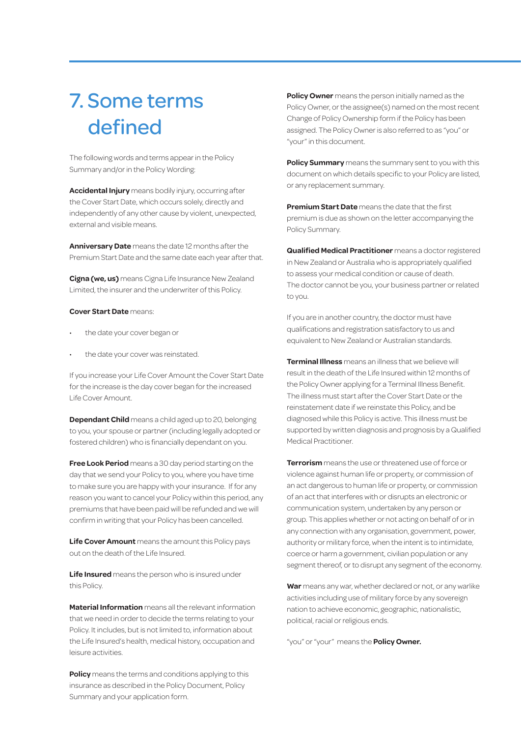# 7. Some terms defined

The following words and terms appear in the Policy Summary and/or in the Policy Wording:

**Accidental Injury** means bodily injury, occurring after the Cover Start Date, which occurs solely, directly and independently of any other cause by violent, unexpected, external and visible means.

**Anniversary Date** means the date 12 months after the Premium Start Date and the same date each year after that.

**Cigna (we, us)** means Cigna Life Insurance New Zealand Limited, the insurer and the underwriter of this Policy.

**Cover Start Date** means:

- the date your cover began or
- the date your cover was reinstated.

If you increase your Life Cover Amount the Cover Start Date for the increase is the day cover began for the increased Life Cover Amount.

**Dependant Child** means a child aged up to 20, belonging to you, your spouse or partner (including legally adopted or fostered children) who is financially dependant on you.

**Free Look Period** means a 30 day period starting on the day that we send your Policy to you, where you have time to make sure you are happy with your insurance. If for any reason you want to cancel your Policy within this period, any premiums that have been paid will be refunded and we will confirm in writing that your Policy has been cancelled.

**Life Cover Amount** means the amount this Policy pays out on the death of the Life Insured.

**Life Insured** means the person who is insured under this Policy.

**Material Information** means all the relevant information that we need in order to decide the terms relating to your Policy. It includes, but is not limited to, information about the Life Insured's health, medical history, occupation and leisure activities.

**Policy** means the terms and conditions applying to this insurance as described in the Policy Document, Policy Summary and your application form.

**Policy Owner** means the person initially named as the Policy Owner, or the assignee(s) named on the most recent Change of Policy Ownership form if the Policy has been assigned. The Policy Owner is also referred to as "you" or "your" in this document.

**Policy Summary** means the summary sent to you with this document on which details specific to your Policy are listed, or any replacement summary.

**Premium Start Date** means the date that the first premium is due as shown on the letter accompanying the Policy Summary.

**Qualified Medical Practitioner** means a doctor registered in New Zealand or Australia who is appropriately qualified to assess your medical condition or cause of death. The doctor cannot be you, your business partner or related to you.

If you are in another country, the doctor must have qualifications and registration satisfactory to us and equivalent to New Zealand or Australian standards.

**Terminal Illness** means an illness that we believe will result in the death of the Life Insured within 12 months of the Policy Owner applying for a Terminal Illness Benefit. The illness must start after the Cover Start Date or the reinstatement date if we reinstate this Policy, and be diagnosed while this Policy is active. This illness must be supported by written diagnosis and prognosis by a Qualified Medical Practitioner.

**Terrorism** means the use or threatened use of force or violence against human life or property, or commission of an act dangerous to human life or property, or commission of an act that interferes with or disrupts an electronic or communication system, undertaken by any person or group. This applies whether or not acting on behalf of or in any connection with any organisation, government, power, authority or military force, when the intent is to intimidate, coerce or harm a government, civilian population or any segment thereof, or to disrupt any segment of the economy.

**War** means any war, whether declared or not, or any warlike activities including use of military force by any sovereign nation to achieve economic, geographic, nationalistic, political, racial or religious ends.

"you" or "your" means the **Policy Owner.**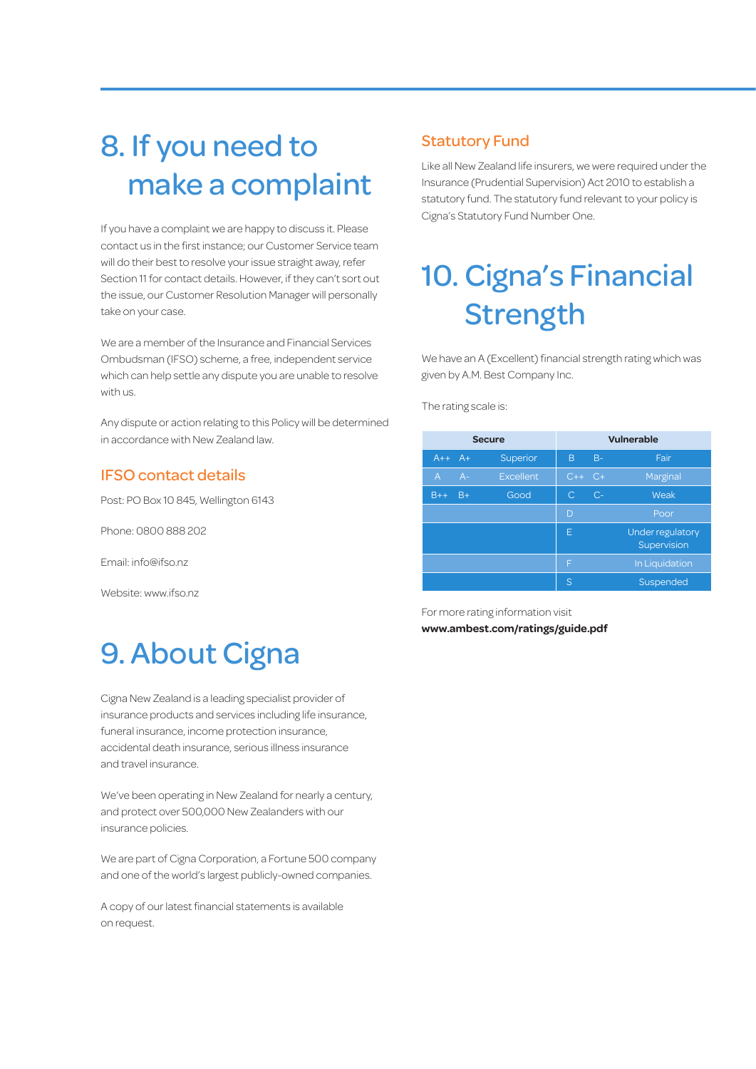# 8. If you need to make a complaint

If you have a complaint we are happy to discuss it. Please contact us in the first instance; our Customer Service team will do their best to resolve your issue straight away, refer Section 11 for contact details. However, if they can't sort out the issue, our Customer Resolution Manager will personally take on your case.

We are a member of the Insurance and Financial Services Ombudsman (IFSO) scheme, a free, independent service which can help settle any dispute you are unable to resolve with us.

Any dispute or action relating to this Policy will be determined in accordance with New Zealand law.

## IFSO contact details

Post: PO Box 10 845, Wellington 6143

Phone: 0800 888 202

Email: info@ifso.nz

Website: www.ifso.nz

# 9. About Cigna

Cigna New Zealand is a leading specialist provider of insurance products and services including life insurance, funeral insurance, income protection insurance, accidental death insurance, serious illness insurance and travel insurance.

We've been operating in New Zealand for nearly a century, and protect over 500,000 New Zealanders with our insurance policies.

We are part of Cigna Corporation, a Fortune 500 company and one of the world's largest publicly-owned companies.

A copy of our latest financial statements is available on request.

## Statutory Fund

Like all New Zealand life insurers, we were required under the Insurance (Prudential Supervision) Act 2010 to establish a statutory fund. The statutory fund relevant to your policy is Cigna's Statutory Fund Number One.

# 10. Cigna's Financial Strength

We have an A (Excellent) financial strength rating which was given by A.M. Best Company Inc.

The rating scale is:

| Secure | | | Vulnerable | | |
|---|---|---|---|---|---|
| A++ | A+ | Superior | B | B- | Fair |
| A | A- | Excellent | C++ | C+ | Marginal |
| B++ | B+ | Good | C | C- | Weak |
| | | | D | | Poor |
| | | | E | | Under regulatory Supervision |
| | | | F | | In Liquidation |
| | | | S | | Suspended |

For more rating information visit **www.ambest.com/ratings/guide.pdf**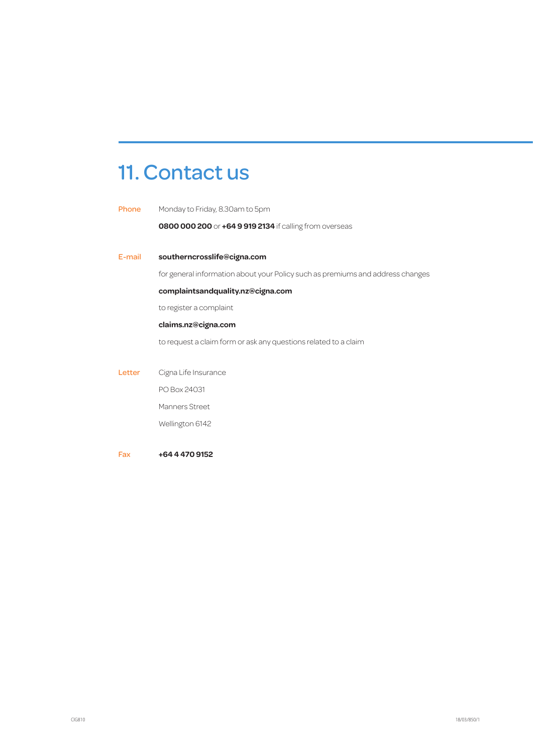# 11. Contact us

**Phone**

Monday to Friday, 8.30am to 5pm

**0800 000 200** or **+64 9 919 2134** if calling from overseas

**E-mail**

**southerncrosslife@cigna.com**

for general information about your Policy such as premiums and address changes

**complaintsandquality.nz@cigna.com**

to register a complaint

**claims.nz@cigna.com**

to request a claim form or ask any questions related to a claim

**Letter**

Cigna Life Insurance

PO Box 24031

Manners Street

Wellington 6142

**Fax**

**+64 4 470 9152**

CIG810

18/03/850/1